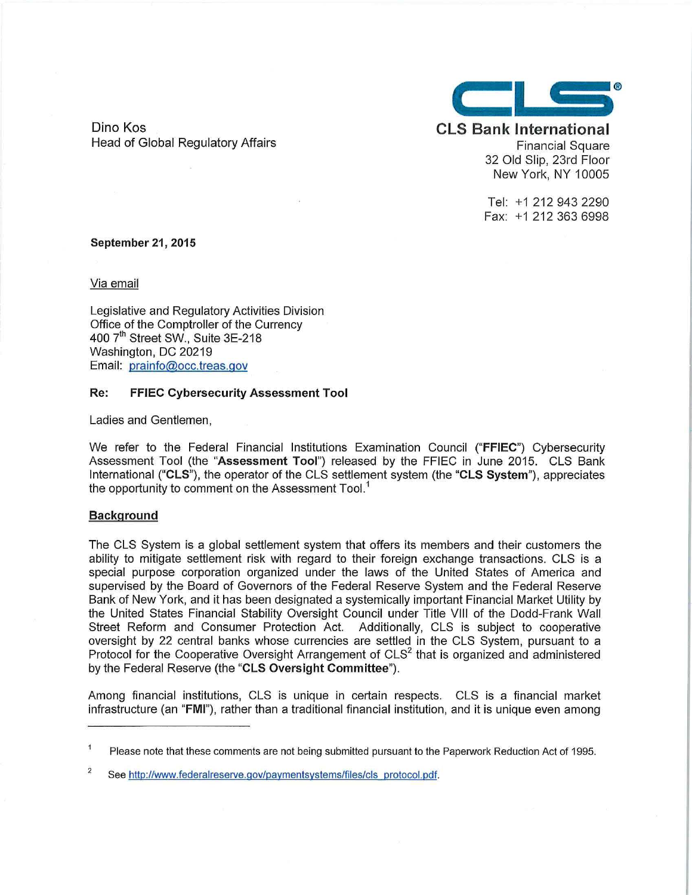Dino Kos
Head of Global Regulatory Affairs

**CLS Bank International**
Financial Square
32 Old Slip, 23rd Floor
New York, NY 10005

Tel: +1 212 943 2290
Fax: +1 212 363 6998

**September 21, 2015**

Via email

Legislative and Regulatory Activities Division
Office of the Comptroller of the Currency
400 7th Street SW., Suite 3E-218
Washington, DC 20219
Email: prainfo@occ.treas.gov

**Re: FFIEC Cybersecurity Assessment Tool**

Ladies and Gentlemen,

We refer to the Federal Financial Institutions Examination Council ("**FFIEC**") Cybersecurity Assessment Tool (the "**Assessment Tool**") released by the FFIEC in June 2015. CLS Bank International ("**CLS**"), the operator of the CLS settlement system (the "**CLS System**"), appreciates the opportunity to comment on the Assessment Tool.[1]

## Background

The CLS System is a global settlement system that offers its members and their customers the ability to mitigate settlement risk with regard to their foreign exchange transactions. CLS is a special purpose corporation organized under the laws of the United States of America and supervised by the Board of Governors of the Federal Reserve System and the Federal Reserve Bank of New York, and it has been designated a systemically important Financial Market Utility by the United States Financial Stability Oversight Council under Title VIII of the Dodd-Frank Wall Street Reform and Consumer Protection Act. Additionally, CLS is subject to cooperative oversight by 22 central banks whose currencies are settled in the CLS System, pursuant to a Protocol for the Cooperative Oversight Arrangement of CLS[2] that is organized and administered by the Federal Reserve (the "**CLS Oversight Committee**").

Among financial institutions, CLS is unique in certain respects. CLS is a financial market infrastructure (an "**FMI**"), rather than a traditional financial institution, and it is unique even among

---

[1] Please note that these comments are not being submitted pursuant to the Paperwork Reduction Act of 1995.

[2] See http://www.federalreserve.gov/paymentsystems/files/cls_protocol.pdf.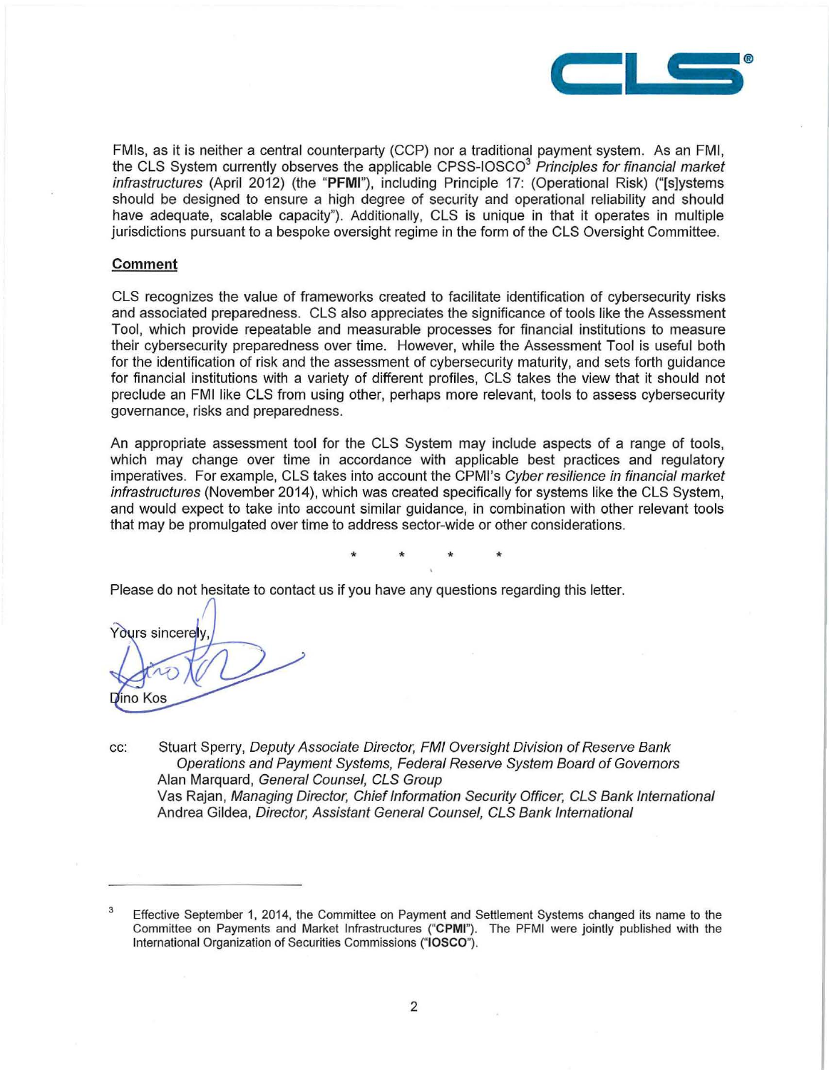FMIs, as it is neither a central counterparty (CCP) nor a traditional payment system. As an FMI, the CLS System currently observes the applicable CPSS-IOSCO[3] *Principles for financial market infrastructures* (April 2012) (the "**PFMI**"), including Principle 17: (Operational Risk) ("[s]ystems should be designed to ensure a high degree of security and operational reliability and should have adequate, scalable capacity"). Additionally, CLS is unique in that it operates in multiple jurisdictions pursuant to a bespoke oversight regime in the form of the CLS Oversight Committee.

**Comment**

CLS recognizes the value of frameworks created to facilitate identification of cybersecurity risks and associated preparedness. CLS also appreciates the significance of tools like the Assessment Tool, which provide repeatable and measurable processes for financial institutions to measure their cybersecurity preparedness over time. However, while the Assessment Tool is useful both for the identification of risk and the assessment of cybersecurity maturity, and sets forth guidance for financial institutions with a variety of different profiles, CLS takes the view that it should not preclude an FMI like CLS from using other, perhaps more relevant, tools to assess cybersecurity governance, risks and preparedness.

An appropriate assessment tool for the CLS System may include aspects of a range of tools, which may change over time in accordance with applicable best practices and regulatory imperatives. For example, CLS takes into account the CPMI's *Cyber resilience in financial market infrastructures* (November 2014), which was created specifically for systems like the CLS System, and would expect to take into account similar guidance, in combination with other relevant tools that may be promulgated over time to address sector-wide or other considerations.

\* \* \* \*

Please do not hesitate to contact us if you have any questions regarding this letter.

Yours sincerely,

Dino Kos

cc: Stuart Sperry, *Deputy Associate Director, FMI Oversight Division of Reserve Bank Operations and Payment Systems, Federal Reserve System Board of Governors*
Alan Marquard, *General Counsel, CLS Group*
Vas Rajan, *Managing Director, Chief Information Security Officer, CLS Bank International*
Andrea Gildea, *Director, Assistant General Counsel, CLS Bank International*

---

[3] Effective September 1, 2014, the Committee on Payment and Settlement Systems changed its name to the Committee on Payments and Market Infrastructures ("**CPMI**"). The PFMI were jointly published with the International Organization of Securities Commissions ("**IOSCO**").